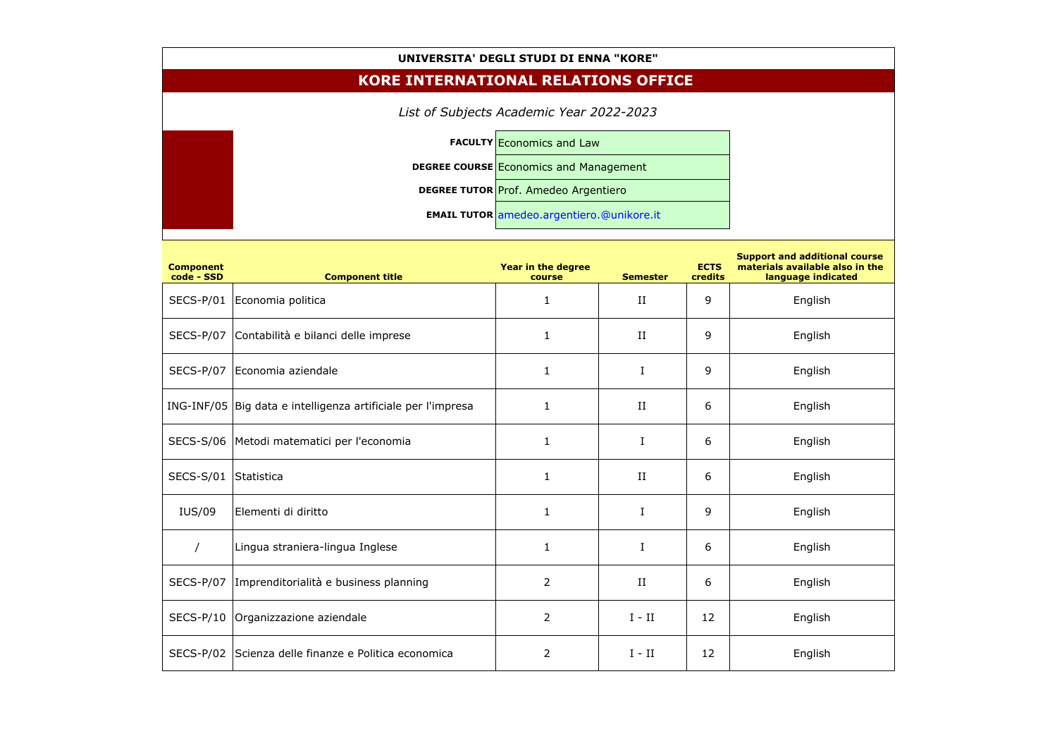**UNIVERSITA' DEGLI STUDI DI ENNA "KORE"**

# KORE INTERNATIONAL RELATIONS OFFICE

*List of Subjects Academic Year 2022-2023*

| | |
|---|---|
| **FACULTY** | Economics and Law |
| **DEGREE COURSE** | Economics and Management |
| **DEGREE TUTOR** | Prof. Amedeo Argentiero |
| **EMAIL TUTOR** | amedeo.argentiero.@unikore.it |

| Component code - SSD | Component title | Year in the degree course | Semester | ECTS credits | Support and additional course materials available also in the language indicated |
|---|---|---|---|---|---|
| SECS-P/01 | Economia politica | 1 | II | 9 | English |
| SECS-P/07 | Contabilità e bilanci delle imprese | 1 | II | 9 | English |
| SECS-P/07 | Economia aziendale | 1 | I | 9 | English |
| ING-INF/05 | Big data e intelligenza artificiale per l'impresa | 1 | II | 6 | English |
| SECS-S/06 | Metodi matematici per l'economia | 1 | I | 6 | English |
| SECS-S/01 | Statistica | 1 | II | 6 | English |
| IUS/09 | Elementi di diritto | 1 | I | 9 | English |
| / | Lingua straniera-lingua Inglese | 1 | I | 6 | English |
| SECS-P/07 | Imprenditorialità e business planning | 2 | II | 6 | English |
| SECS-P/10 | Organizzazione aziendale | 2 | I - II | 12 | English |
| SECS-P/02 | Scienza delle finanze e Politica economica | 2 | I - II | 12 | English |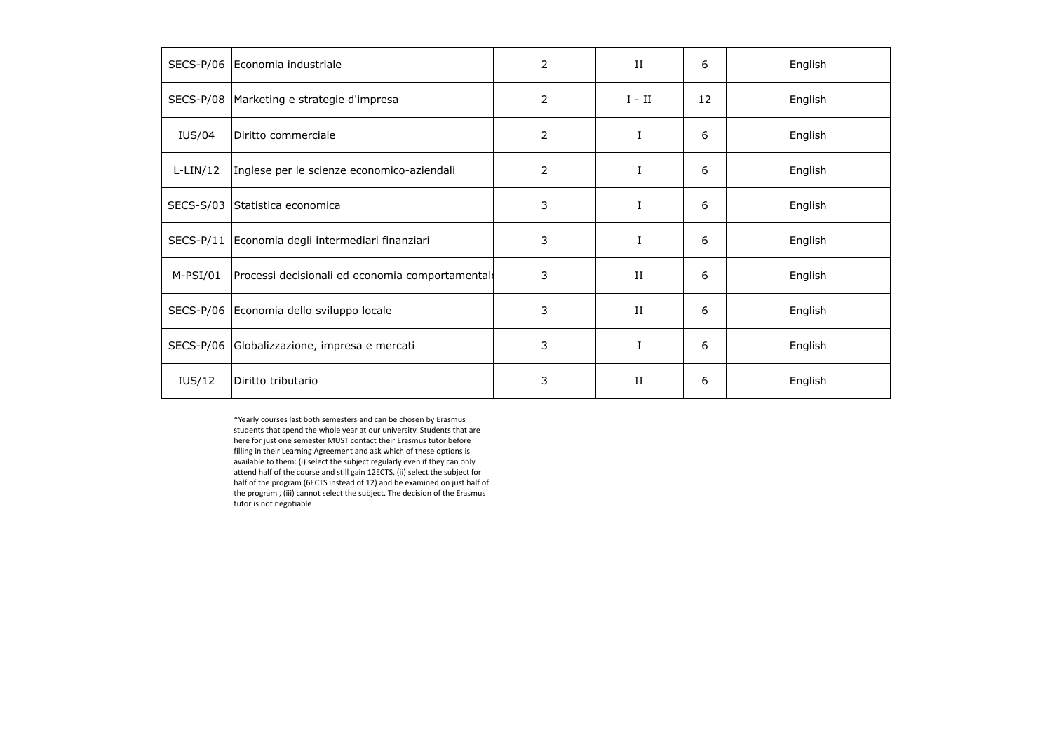| | | | | | |
|---|---|---|---|---|---|
| SECS-P/06 | Economia industriale | 2 | II | 6 | English |
| SECS-P/08 | Marketing e strategie d'impresa | 2 | I - II | 12 | English |
| IUS/04 | Diritto commerciale | 2 | I | 6 | English |
| L-LIN/12 | Inglese per le scienze economico-aziendali | 2 | I | 6 | English |
| SECS-S/03 | Statistica economica | 3 | I | 6 | English |
| SECS-P/11 | Economia degli intermediari finanziari | 3 | I | 6 | English |
| M-PSI/01 | Processi decisionali ed economia comportamentale | 3 | II | 6 | English |
| SECS-P/06 | Economia dello sviluppo locale | 3 | II | 6 | English |
| SECS-P/06 | Globalizzazione, impresa e mercati | 3 | I | 6 | English |
| IUS/12 | Diritto tributario | 3 | II | 6 | English |

*Yearly courses last both semesters and can be chosen by Erasmus students that spend the whole year at our university. Students that are here for just one semester MUST contact their Erasmus tutor before filling in their Learning Agreement and ask which of these options is available to them: (i) select the subject regularly even if they can only attend half of the course and still gain 12ECTS, (ii) select the subject for half of the program (6ECTS instead of 12) and be examined on just half of the program , (iii) cannot select the subject. The decision of the Erasmus tutor is not negotiable